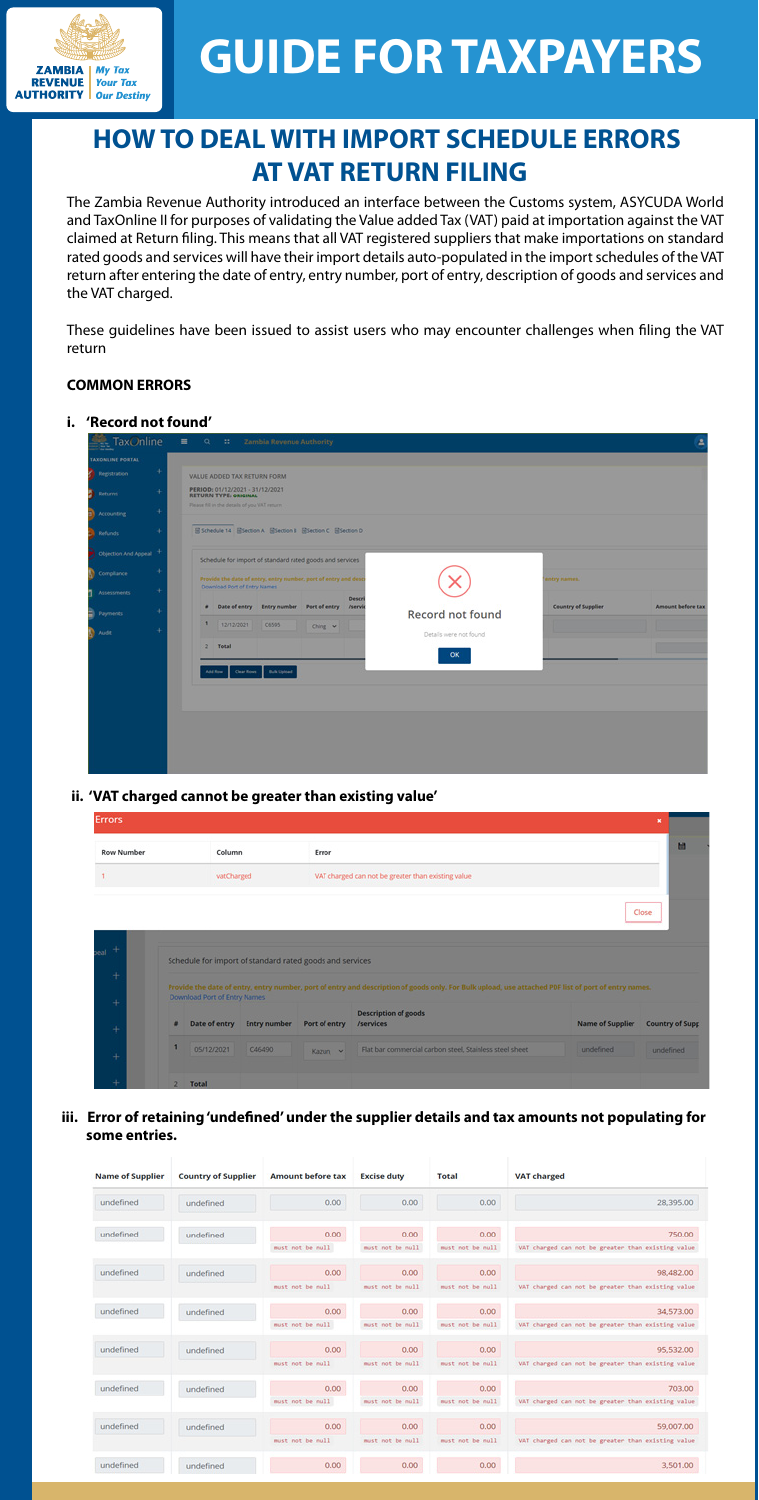# GUIDE FOR TAXPAYERS

## HOW TO DEAL WITH IMPORT SCHEDULE ERRORS AT VAT RETURN FILING

The Zambia Revenue Authority introduced an interface between the Customs system, ASYCUDA World and TaxOnline II for purposes of validating the Value added Tax (VAT) paid at importation against the VAT claimed at Return filing. This means that all VAT registered suppliers that make importations on standard rated goods and services will have their import details auto-populated in the import schedules of the VAT return after entering the date of entry, entry number, port of entry, description of goods and services and the VAT charged.

These guidelines have been issued to assist users who may encounter challenges when filing the VAT return

### COMMON ERRORS

**i. 'Record not found'**

**ii. 'VAT charged cannot be greater than existing value'**

**iii. Error of retaining 'undefined' under the supplier details and tax amounts not populating for some entries.**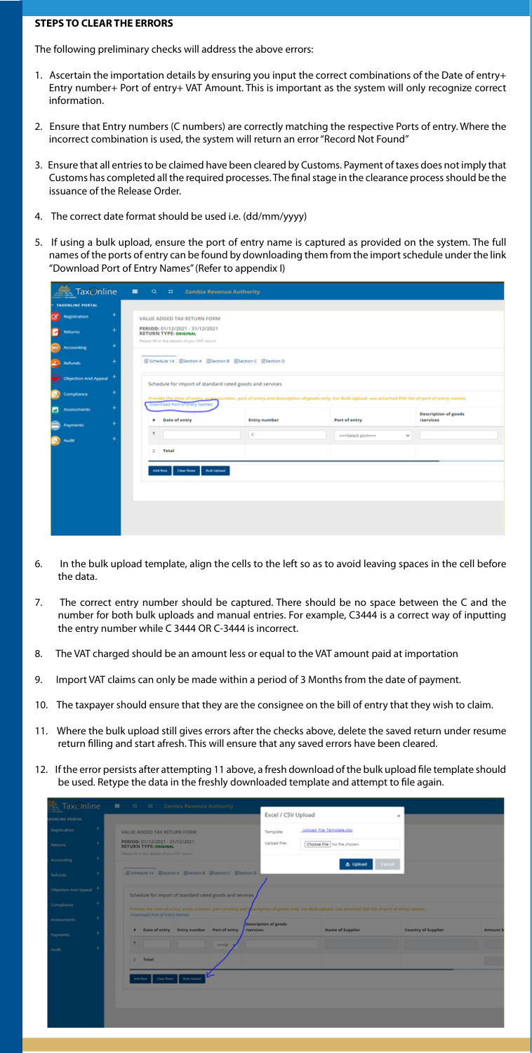**STEPS TO CLEAR THE ERRORS**

The following preliminary checks will address the above errors:

1. Ascertain the importation details by ensuring you input the correct combinations of the Date of entry+ Entry number+ Port of entry+ VAT Amount. This is important as the system will only recognize correct information.

2. Ensure that Entry numbers (C numbers) are correctly matching the respective Ports of entry. Where the incorrect combination is used, the system will return an error "Record Not Found"

3. Ensure that all entries to be claimed have been cleared by Customs. Payment of taxes does not imply that Customs has completed all the required processes. The final stage in the clearance process should be the issuance of the Release Order.

4. The correct date format should be used i.e. (dd/mm/yyyy)

5. If using a bulk upload, ensure the port of entry name is captured as provided on the system. The full names of the ports of entry can be found by downloading them from the import schedule under the link "Download Port of Entry Names" (Refer to appendix I)

6. In the bulk upload template, align the cells to the left so as to avoid leaving spaces in the cell before the data.

7. The correct entry number should be captured. There should be no space between the C and the number for both bulk uploads and manual entries. For example, C3444 is a correct way of inputting the entry number while C 3444 OR C-3444 is incorrect.

8. The VAT charged should be an amount less or equal to the VAT amount paid at importation

9. Import VAT claims can only be made within a period of 3 Months from the date of payment.

10. The taxpayer should ensure that they are the consignee on the bill of entry that they wish to claim.

11. Where the bulk upload still gives errors after the checks above, delete the saved return under resume return filling and start afresh. This will ensure that any saved errors have been cleared.

12. If the error persists after attempting 11 above, a fresh download of the bulk upload file template should be used. Retype the data in the freshly downloaded template and attempt to file again.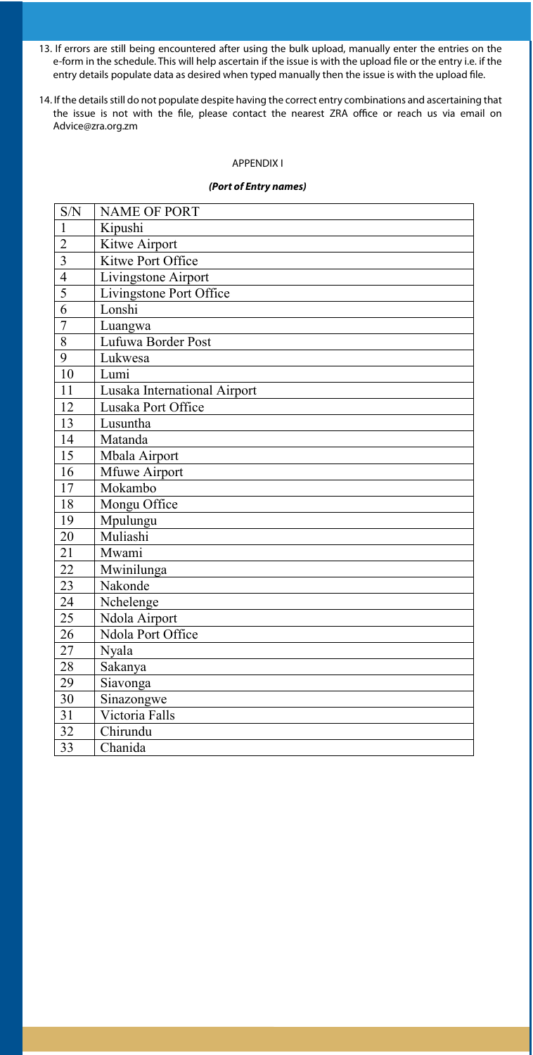13. If errors are still being encountered after using the bulk upload, manually enter the entries on the e-form in the schedule. This will help ascertain if the issue is with the upload file or the entry i.e. if the entry details populate data as desired when typed manually then the issue is with the upload file.

14. If the details still do not populate despite having the correct entry combinations and ascertaining that the issue is not with the file, please contact the nearest ZRA office or reach us via email on Advice@zra.org.zm

## APPENDIX I

### *(Port of Entry names)*

| S/N | NAME OF PORT |
|---|---|
| 1 | Kipushi |
| 2 | Kitwe Airport |
| 3 | Kitwe Port Office |
| 4 | Livingstone Airport |
| 5 | Livingstone Port Office |
| 6 | Lonshi |
| 7 | Luangwa |
| 8 | Lufuwa Border Post |
| 9 | Lukwesa |
| 10 | Lumi |
| 11 | Lusaka International Airport |
| 12 | Lusaka Port Office |
| 13 | Lusuntha |
| 14 | Matanda |
| 15 | Mbala Airport |
| 16 | Mfuwe Airport |
| 17 | Mokambo |
| 18 | Mongu Office |
| 19 | Mpulungu |
| 20 | Muliashi |
| 21 | Mwami |
| 22 | Mwinilunga |
| 23 | Nakonde |
| 24 | Nchelenge |
| 25 | Ndola Airport |
| 26 | Ndola Port Office |
| 27 | Nyala |
| 28 | Sakanya |
| 29 | Siavonga |
| 30 | Sinazongwe |
| 31 | Victoria Falls |
| 32 | Chirundu |
| 33 | Chanida |